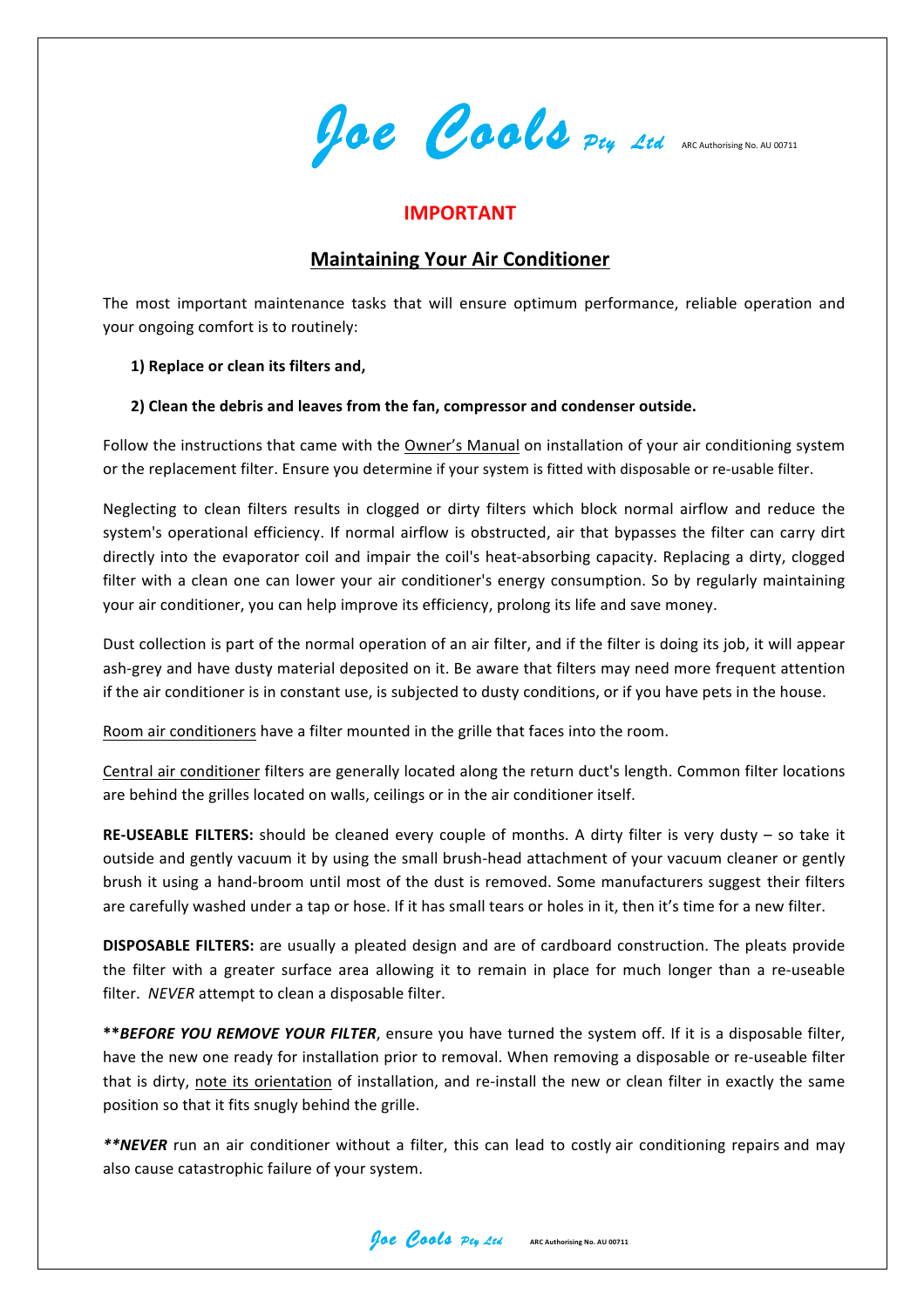Joe Cools Pty Ltd ARC Authorising No. AU 00711

## IMPORTANT

## Maintaining Your Air Conditioner

The most important maintenance tasks that will ensure optimum performance, reliable operation and your ongoing comfort is to routinely:

**1) Replace or clean its filters and,**

**2) Clean the debris and leaves from the fan, compressor and condenser outside.**

Follow the instructions that came with the Owner's Manual on installation of your air conditioning system or the replacement filter. Ensure you determine if your system is fitted with disposable or re-usable filter.

Neglecting to clean filters results in clogged or dirty filters which block normal airflow and reduce the system's operational efficiency. If normal airflow is obstructed, air that bypasses the filter can carry dirt directly into the evaporator coil and impair the coil's heat-absorbing capacity. Replacing a dirty, clogged filter with a clean one can lower your air conditioner's energy consumption. So by regularly maintaining your air conditioner, you can help improve its efficiency, prolong its life and save money.

Dust collection is part of the normal operation of an air filter, and if the filter is doing its job, it will appear ash-grey and have dusty material deposited on it. Be aware that filters may need more frequent attention if the air conditioner is in constant use, is subjected to dusty conditions, or if you have pets in the house.

Room air conditioners have a filter mounted in the grille that faces into the room.

Central air conditioner filters are generally located along the return duct's length. Common filter locations are behind the grilles located on walls, ceilings or in the air conditioner itself.

**RE-USEABLE FILTERS:** should be cleaned every couple of months. A dirty filter is very dusty – so take it outside and gently vacuum it by using the small brush-head attachment of your vacuum cleaner or gently brush it using a hand-broom until most of the dust is removed. Some manufacturers suggest their filters are carefully washed under a tap or hose. If it has small tears or holes in it, then it's time for a new filter.

**DISPOSABLE FILTERS:** are usually a pleated design and are of cardboard construction. The pleats provide the filter with a greater surface area allowing it to remain in place for much longer than a re-useable filter. *NEVER* attempt to clean a disposable filter.

****BEFORE YOU REMOVE YOUR FILTER***, ensure you have turned the system off. If it is a disposable filter, have the new one ready for installation prior to removal. When removing a disposable or re-useable filter that is dirty, note its orientation of installation, and re-install the new or clean filter in exactly the same position so that it fits snugly behind the grille.

***\*\*NEVER*** run an air conditioner without a filter, this can lead to costly air conditioning repairs and may also cause catastrophic failure of your system.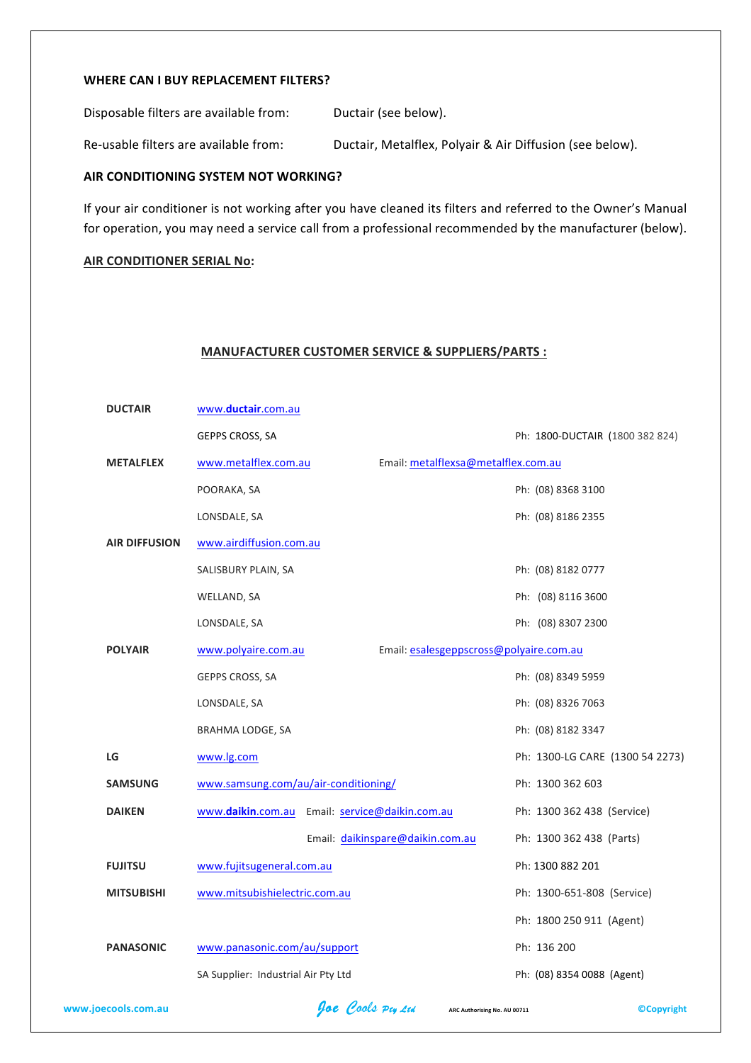**WHERE CAN I BUY REPLACEMENT FILTERS?**

Disposable filters are available from: Ductair (see below).

Re-usable filters are available from: Ductair, Metalflex, Polyair & Air Diffusion (see below).

**AIR CONDITIONING SYSTEM NOT WORKING?**

If your air conditioner is not working after you have cleaned its filters and referred to the Owner's Manual for operation, you may need a service call from a professional recommended by the manufacturer (below).

**AIR CONDITIONER SERIAL No:**

**MANUFACTURER CUSTOMER SERVICE & SUPPLIERS/PARTS :**

| | | | |
|---|---|---|---|
| **DUCTAIR** | www.**ductair**.com.au | | |
| | GEPPS CROSS, SA | | Ph: 1800-DUCTAIR (1800 382 824) |
| **METALFLEX** | www.metalflex.com.au | Email: metalflexsa@metalflex.com.au | |
| | POORAKA, SA | | Ph: (08) 8368 3100 |
| | LONSDALE, SA | | Ph: (08) 8186 2355 |
| **AIR DIFFUSION** | www.airdiffusion.com.au | | |
| | SALISBURY PLAIN, SA | | Ph: (08) 8182 0777 |
| | WELLAND, SA | | Ph: (08) 8116 3600 |
| | LONSDALE, SA | | Ph: (08) 8307 2300 |
| **POLYAIR** | www.polyaire.com.au | Email: esalesgeppscross@polyaire.com.au | |
| | GEPPS CROSS, SA | | Ph: (08) 8349 5959 |
| | LONSDALE, SA | | Ph: (08) 8326 7063 |
| | BRAHMA LODGE, SA | | Ph: (08) 8182 3347 |
| **LG** | www.lg.com | | Ph: 1300-LG CARE (1300 54 2273) |
| **SAMSUNG** | www.samsung.com/au/air-conditioning/ | | Ph: 1300 362 603 |
| **DAIKEN** | www.**daikin**.com.au | Email: service@daikin.com.au | Ph: 1300 362 438 (Service) |
| | | Email: daikinspare@daikin.com.au | Ph: 1300 362 438 (Parts) |
| **FUJITSU** | www.fujitsugeneral.com.au | | Ph: 1300 882 201 |
| **MITSUBISHI** | www.mitsubishielectric.com.au | | Ph: 1300-651-808 (Service) |
| | | | Ph: 1800 250 911 (Agent) |
| **PANASONIC** | www.panasonic.com/au/support | | Ph: 136 200 |
| | SA Supplier: Industrial Air Pty Ltd | | Ph: (08) 8354 0088 (Agent) |

www.joecools.com.au    *Joe Cools Pty Ltd*    ARC Authorising No. AU 00711    ©Copyright